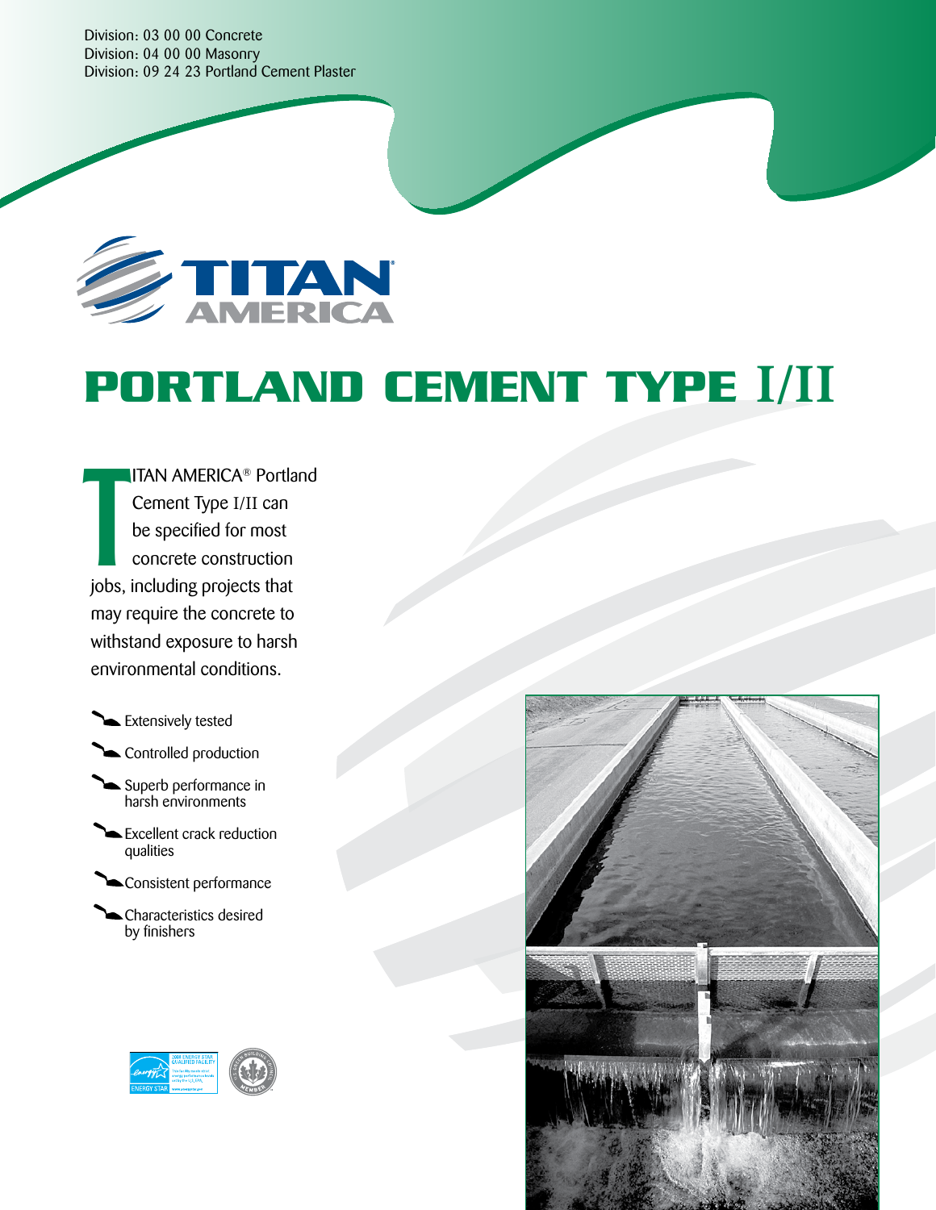Division: 03 00 00 Concrete
Division: 04 00 00 Masonry
Division: 09 24 23 Portland Cement Plaster

TITAN AMERICA

# PORTLAND CEMENT TYPE I/II

TITAN AMERICA® Portland Cement Type I/II can be specified for most concrete construction jobs, including projects that may require the concrete to withstand exposure to harsh environmental conditions.

- Extensively tested
- Controlled production
- Superb performance in harsh environments
- Excellent crack reduction qualities
- Consistent performance
- Characteristics desired by finishers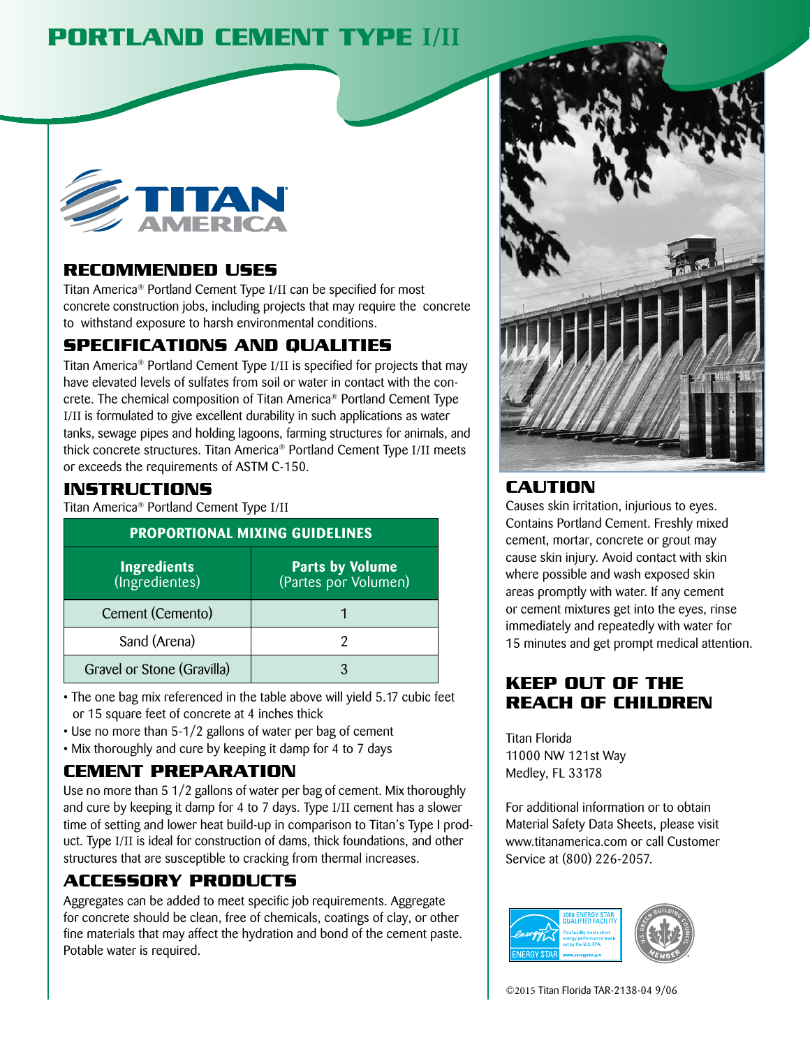# PORTLAND CEMENT TYPE I/II

## RECOMMENDED USES

Titan America® Portland Cement Type I/II can be specified for most concrete construction jobs, including projects that may require the concrete to withstand exposure to harsh environmental conditions.

## SPECIFICATIONS AND QUALITIES

Titan America® Portland Cement Type I/II is specified for projects that may have elevated levels of sulfates from soil or water in contact with the concrete. The chemical composition of Titan America® Portland Cement Type I/II is formulated to give excellent durability in such applications as water tanks, sewage pipes and holding lagoons, farming structures for animals, and thick concrete structures. Titan America® Portland Cement Type I/II meets or exceeds the requirements of ASTM C-150.

## INSTRUCTIONS

Titan America® Portland Cement Type I/II

| PROPORTIONAL MIXING GUIDELINES | |
|---|---|
| **Ingredients** (Ingredientes) | **Parts by Volume** (Partes por Volumen) |
| Cement (Cemento) | 1 |
| Sand (Arena) | 2 |
| Gravel or Stone (Gravilla) | 3 |

- The one bag mix referenced in the table above will yield 5.17 cubic feet or 15 square feet of concrete at 4 inches thick
- Use no more than 5-1/2 gallons of water per bag of cement
- Mix thoroughly and cure by keeping it damp for 4 to 7 days

## CEMENT PREPARATION

Use no more than 5 1/2 gallons of water per bag of cement. Mix thoroughly and cure by keeping it damp for 4 to 7 days. Type I/II cement has a slower time of setting and lower heat build-up in comparison to Titan's Type I product. Type I/II is ideal for construction of dams, thick foundations, and other structures that are susceptible to cracking from thermal increases.

## ACCESSORY PRODUCTS

Aggregates can be added to meet specific job requirements. Aggregate for concrete should be clean, free of chemicals, coatings of clay, or other fine materials that may affect the hydration and bond of the cement paste. Potable water is required.

## CAUTION

Causes skin irritation, injurious to eyes. Contains Portland Cement. Freshly mixed cement, mortar, concrete or grout may cause skin injury. Avoid contact with skin where possible and wash exposed skin areas promptly with water. If any cement or cement mixtures get into the eyes, rinse immediately and repeatedly with water for 15 minutes and get prompt medical attention.

## KEEP OUT OF THE REACH OF CHILDREN

Titan Florida
11000 NW 121st Way
Medley, FL 33178

For additional information or to obtain Material Safety Data Sheets, please visit www.titanamerica.com or call Customer Service at (800) 226-2057.

©2015 Titan Florida TAR-2138-04 9/06